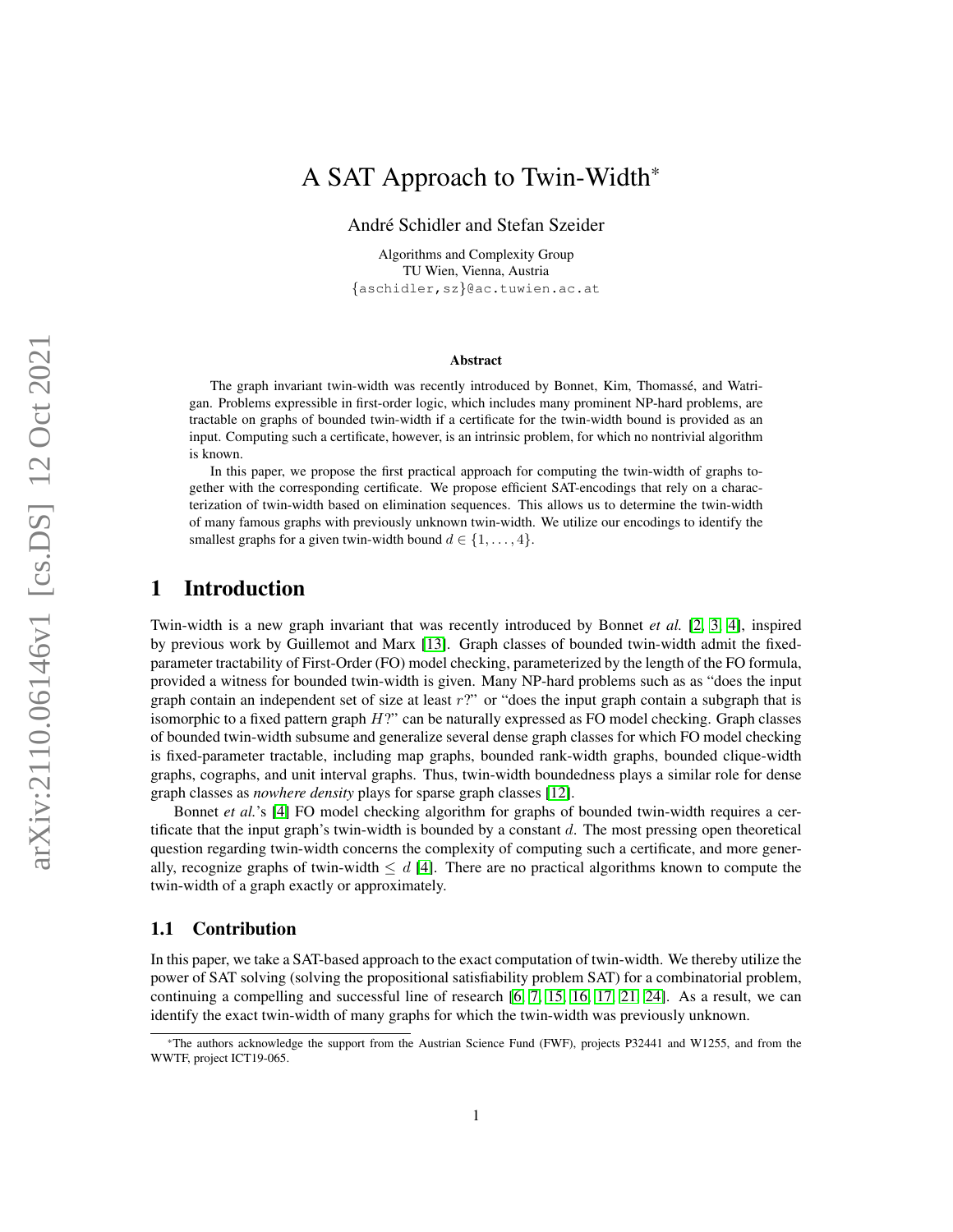# A SAT Approach to Twin-Width*

André Schidler and Stefan Szeider

Algorithms and Complexity Group
TU Wien, Vienna, Austria
{aschidler,sz}@ac.tuwien.ac.at

### Abstract

The graph invariant twin-width was recently introduced by Bonnet, Kim, Thomassé, and Watrigan. Problems expressible in first-order logic, which includes many prominent NP-hard problems, are tractable on graphs of bounded twin-width if a certificate for the twin-width bound is provided as an input. Computing such a certificate, however, is an intrinsic problem, for which no nontrivial algorithm is known.

In this paper, we propose the first practical approach for computing the twin-width of graphs together with the corresponding certificate. We propose efficient SAT-encodings that rely on a characterization of twin-width based on elimination sequences. This allows us to determine the twin-width of many famous graphs with previously unknown twin-width. We utilize our encodings to identify the smallest graphs for a given twin-width bound $d \in \{1, \ldots, 4\}$.

# 1 Introduction

Twin-width is a new graph invariant that was recently introduced by Bonnet *et al.* [2, 3, 4], inspired by previous work by Guillemot and Marx [13]. Graph classes of bounded twin-width admit the fixed-parameter tractability of First-Order (FO) model checking, parameterized by the length of the FO formula, provided a witness for bounded twin-width is given. Many NP-hard problems such as as "does the input graph contain an independent set of size at least $r$?" or "does the input graph contain a subgraph that is isomorphic to a fixed pattern graph $H$?" can be naturally expressed as FO model checking. Graph classes of bounded twin-width subsume and generalize several dense graph classes for which FO model checking is fixed-parameter tractable, including map graphs, bounded rank-width graphs, bounded clique-width graphs, cographs, and unit interval graphs. Thus, twin-width boundedness plays a similar role for dense graph classes as *nowhere density* plays for sparse graph classes [12].

Bonnet *et al.*'s [4] FO model checking algorithm for graphs of bounded twin-width requires a certificate that the input graph's twin-width is bounded by a constant $d$. The most pressing open theoretical question regarding twin-width concerns the complexity of computing such a certificate, and more generally, recognize graphs of twin-width $\leq d$ [4]. There are no practical algorithms known to compute the twin-width of a graph exactly or approximately.

## 1.1 Contribution

In this paper, we take a SAT-based approach to the exact computation of twin-width. We thereby utilize the power of SAT solving (solving the propositional satisfiability problem SAT) for a combinatorial problem, continuing a compelling and successful line of research [6, 7, 15, 16, 17, 21, 24]. As a result, we can identify the exact twin-width of many graphs for which the twin-width was previously unknown.

*The authors acknowledge the support from the Austrian Science Fund (FWF), projects P32441 and W1255, and from the WWTF, project ICT19-065.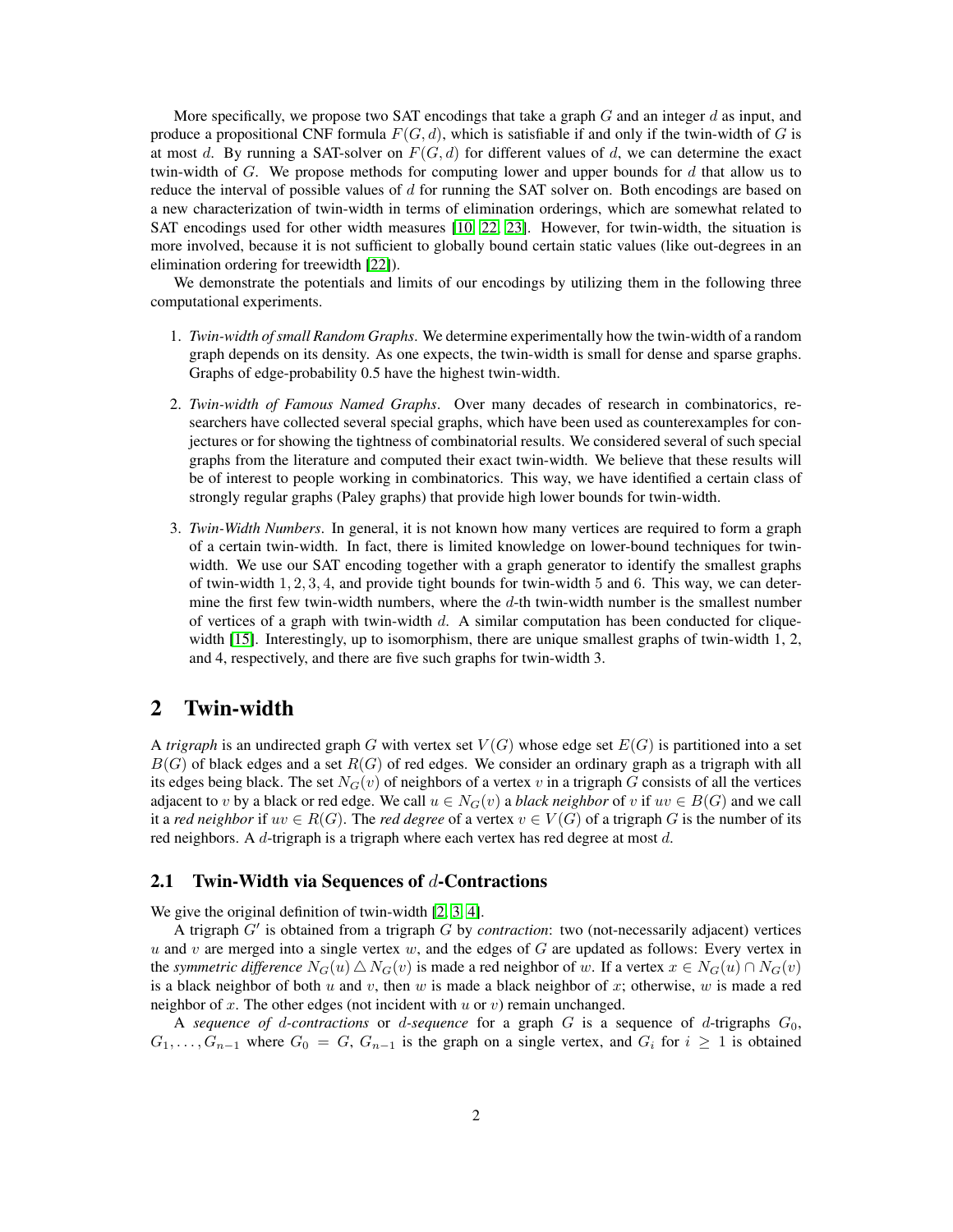More specifically, we propose two SAT encodings that take a graph $G$ and an integer $d$ as input, and produce a propositional CNF formula $F(G, d)$, which is satisfiable if and only if the twin-width of $G$ is at most $d$. By running a SAT-solver on $F(G, d)$ for different values of $d$, we can determine the exact twin-width of $G$. We propose methods for computing lower and upper bounds for $d$ that allow us to reduce the interval of possible values of $d$ for running the SAT solver on. Both encodings are based on a new characterization of twin-width in terms of elimination orderings, which are somewhat related to SAT encodings used for other width measures [10, 22, 23]. However, for twin-width, the situation is more involved, because it is not sufficient to globally bound certain static values (like out-degrees in an elimination ordering for treewidth [22]).

We demonstrate the potentials and limits of our encodings by utilizing them in the following three computational experiments.

1. *Twin-width of small Random Graphs*. We determine experimentally how the twin-width of a random graph depends on its density. As one expects, the twin-width is small for dense and sparse graphs. Graphs of edge-probability 0.5 have the highest twin-width.
2. *Twin-width of Famous Named Graphs*. Over many decades of research in combinatorics, researchers have collected several special graphs, which have been used as counterexamples for conjectures or for showing the tightness of combinatorial results. We considered several of such special graphs from the literature and computed their exact twin-width. We believe that these results will be of interest to people working in combinatorics. This way, we have identified a certain class of strongly regular graphs (Paley graphs) that provide high lower bounds for twin-width.
3. *Twin-Width Numbers*. In general, it is not known how many vertices are required to form a graph of a certain twin-width. In fact, there is limited knowledge on lower-bound techniques for twin-width. We use our SAT encoding together with a graph generator to identify the smallest graphs of twin-width $1, 2, 3, 4$, and provide tight bounds for twin-width 5 and 6. This way, we can determine the first few twin-width numbers, where the $d$-th twin-width number is the smallest number of vertices of a graph with twin-width $d$. A similar computation has been conducted for clique-width [15]. Interestingly, up to isomorphism, there are unique smallest graphs of twin-width 1, 2, and 4, respectively, and there are five such graphs for twin-width 3.

## 2 Twin-width

A *trigraph* is an undirected graph $G$ with vertex set $V(G)$ whose edge set $E(G)$ is partitioned into a set $B(G)$ of black edges and a set $R(G)$ of red edges. We consider an ordinary graph as a trigraph with all its edges being black. The set $N_G(v)$ of neighbors of a vertex $v$ in a trigraph $G$ consists of all the vertices adjacent to $v$ by a black or red edge. We call $u \in N_G(v)$ a *black neighbor* of $v$ if $uv \in B(G)$ and we call it a *red neighbor* if $uv \in R(G)$. The *red degree* of a vertex $v \in V(G)$ of a trigraph $G$ is the number of its red neighbors. A $d$-trigraph is a trigraph where each vertex has red degree at most $d$.

### 2.1 Twin-Width via Sequences of $d$-Contractions

We give the original definition of twin-width [2, 3, 4].

A trigraph $G'$ is obtained from a trigraph $G$ by *contraction*: two (not-necessarily adjacent) vertices $u$ and $v$ are merged into a single vertex $w$, and the edges of $G$ are updated as follows: Every vertex in the *symmetric difference* $N_G(u) \triangle N_G(v)$ is made a red neighbor of $w$. If a vertex $x \in N_G(u) \cap N_G(v)$ is a black neighbor of both $u$ and $v$, then $w$ is made a black neighbor of $x$; otherwise, $w$ is made a red neighbor of $x$. The other edges (not incident with $u$ or $v$) remain unchanged.

A *sequence of $d$-contractions* or *$d$-sequence* for a graph $G$ is a sequence of $d$-trigraphs $G_0$, $G_1, \ldots, G_{n-1}$ where $G_0 = G$, $G_{n-1}$ is the graph on a single vertex, and $G_i$ for $i \geq 1$ is obtained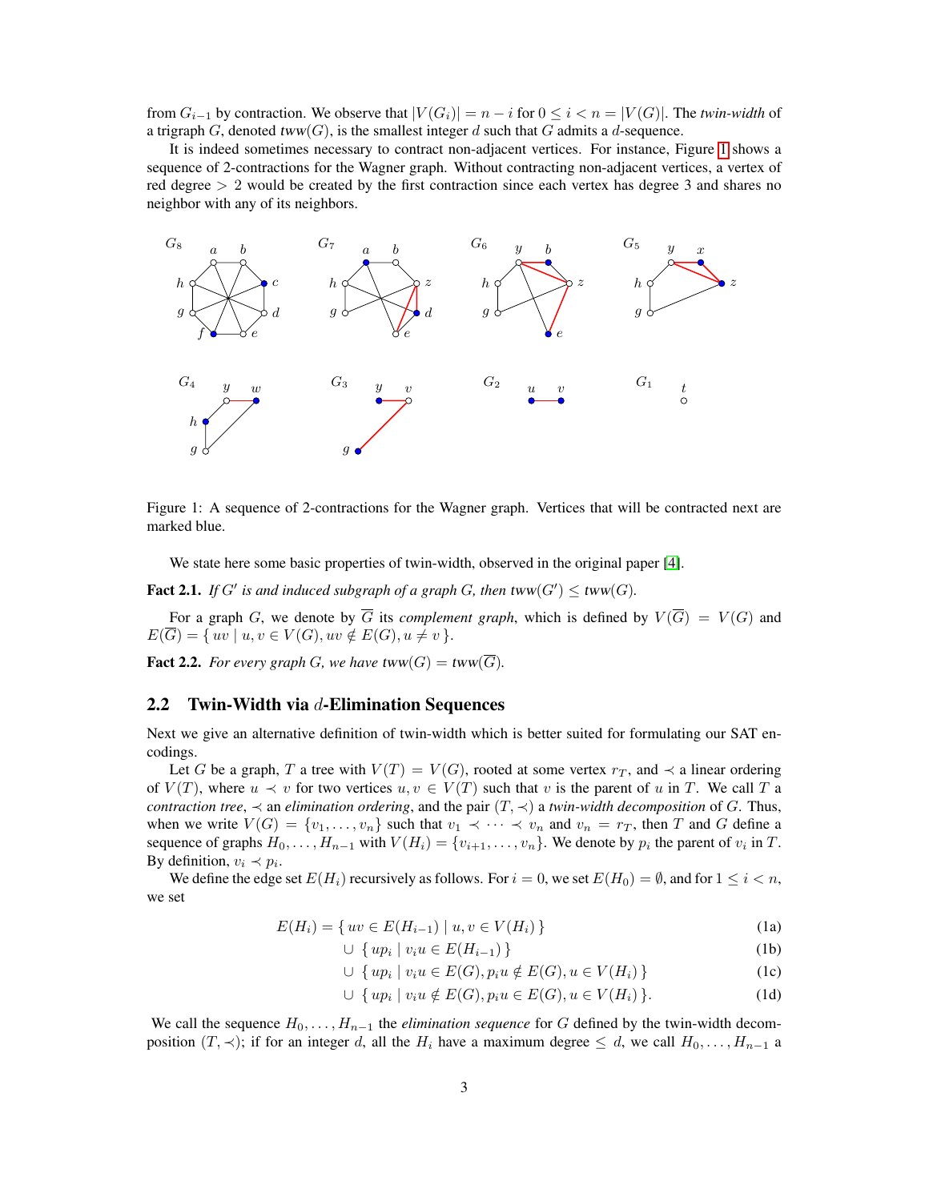from $G_{i-1}$ by contraction. We observe that $|V(G_i)| = n - i$ for $0 \leq i < n = |V(G)|$. The *twin-width* of a trigraph $G$, denoted *tww*$(G)$, is the smallest integer $d$ such that $G$ admits a $d$-sequence.

It is indeed sometimes necessary to contract non-adjacent vertices. For instance, Figure 1 shows a sequence of 2-contractions for the Wagner graph. Without contracting non-adjacent vertices, a vertex of red degree $> 2$ would be created by the first contraction since each vertex has degree 3 and shares no neighbor with any of its neighbors.

Figure 1: A sequence of 2-contractions for the Wagner graph. Vertices that will be contracted next are marked blue.

We state here some basic properties of twin-width, observed in the original paper [4].

**Fact 2.1.** *If $G'$ is and induced subgraph of a graph $G$, then tww$(G') \leq$ tww$(G)$.*

For a graph $G$, we denote by $\overline{G}$ its *complement graph*, which is defined by $V(\overline{G}) = V(G)$ and $E(\overline{G}) = \{\, uv \mid u, v \in V(G), uv \notin E(G), u \neq v \,\}$.

**Fact 2.2.** *For every graph $G$, we have tww$(G) =$ tww$(\overline{G})$.*

## 2.2 Twin-Width via $d$-Elimination Sequences

Next we give an alternative definition of twin-width which is better suited for formulating our SAT encodings.

Let $G$ be a graph, $T$ a tree with $V(T) = V(G)$, rooted at some vertex $r_T$, and $\prec$ a linear ordering of $V(T)$, where $u \prec v$ for two vertices $u, v \in V(T)$ such that $v$ is the parent of $u$ in $T$. We call $T$ a *contraction tree*, $\prec$ an *elimination ordering*, and the pair $(T, \prec)$ a *twin-width decomposition* of $G$. Thus, when we write $V(G) = \{v_1, \dots, v_n\}$ such that $v_1 \prec \cdots \prec v_n$ and $v_n = r_T$, then $T$ and $G$ define a sequence of graphs $H_0, \dots, H_{n-1}$ with $V(H_i) = \{v_{i+1}, \dots, v_n\}$. We denote by $p_i$ the parent of $v_i$ in $T$. By definition, $v_i \prec p_i$.

We define the edge set $E(H_i)$ recursively as follows. For $i = 0$, we set $E(H_0) = \emptyset$, and for $1 \leq i < n$, we set

$$
\begin{aligned}
E(H_i) = \{\, uv \in E(H_{i-1}) \mid u, v \in V(H_i) \,\} & \qquad (1a)\\
\cup\ \{\, up_i \mid v_i u \in E(H_{i-1}) \,\} & \qquad (1b)\\
\cup\ \{\, up_i \mid v_i u \in E(G), p_i u \notin E(G), u \in V(H_i) \,\} & \qquad (1c)\\
\cup\ \{\, up_i \mid v_i u \notin E(G), p_i u \in E(G), u \in V(H_i) \,\}. & \qquad (1d)
\end{aligned}
$$

We call the sequence $H_0, \dots, H_{n-1}$ the *elimination sequence* for $G$ defined by the twin-width decomposition $(T, \prec)$; if for an integer $d$, all the $H_i$ have a maximum degree $\leq d$, we call $H_0, \dots, H_{n-1}$ a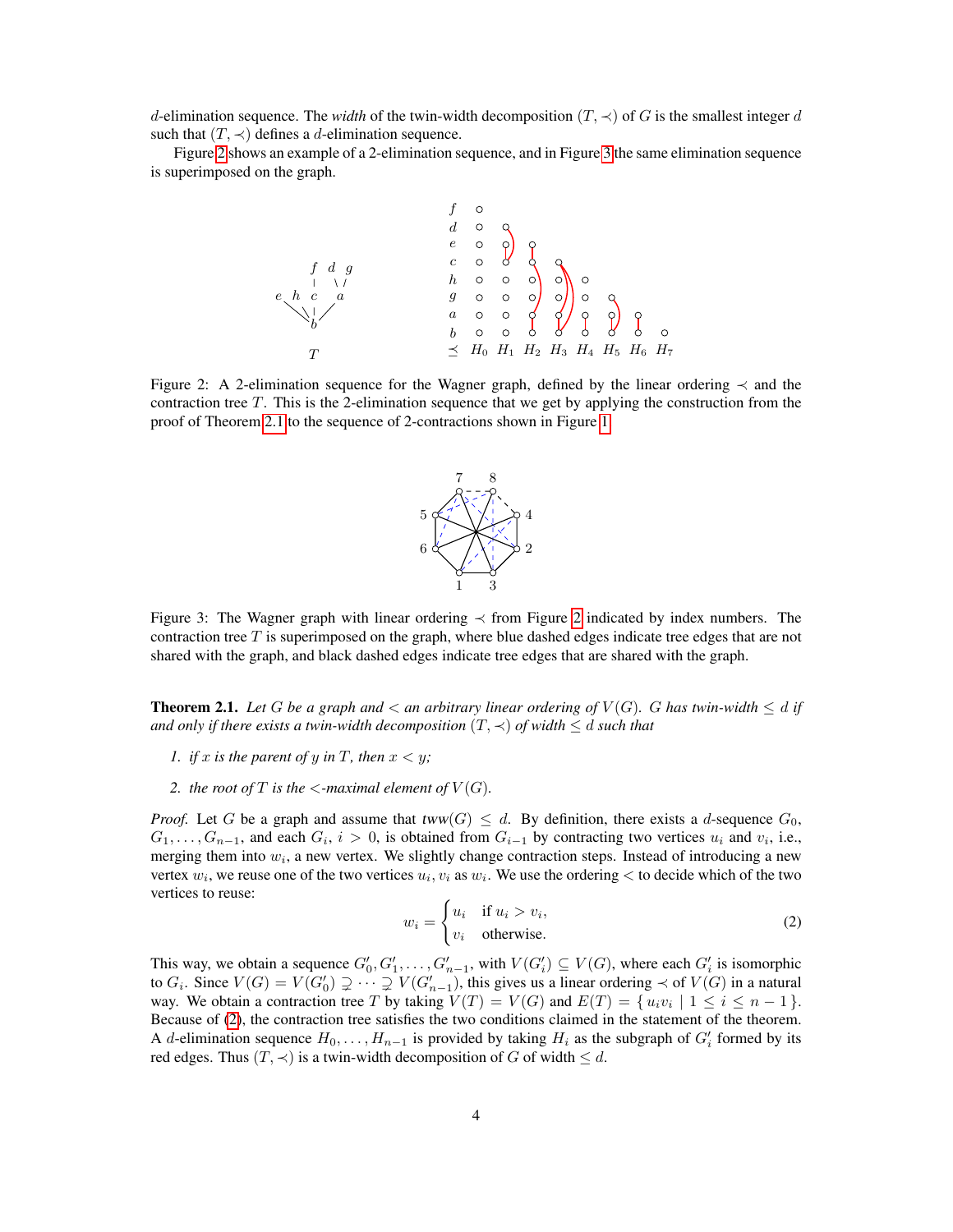$d$-elimination sequence. The *width* of the twin-width decomposition $(T, \prec)$ of $G$ is the smallest integer $d$ such that $(T, \prec)$ defines a $d$-elimination sequence.

Figure 2 shows an example of a 2-elimination sequence, and in Figure 3 the same elimination sequence is superimposed on the graph.

Figure 2: A 2-elimination sequence for the Wagner graph, defined by the linear ordering $\prec$ and the contraction tree $T$. This is the 2-elimination sequence that we get by applying the construction from the proof of Theorem 2.1 to the sequence of 2-contractions shown in Figure 1.

Figure 3: The Wagner graph with linear ordering $\prec$ from Figure 2 indicated by index numbers. The contraction tree $T$ is superimposed on the graph, where blue dashed edges indicate tree edges that are not shared with the graph, and black dashed edges indicate tree edges that are shared with the graph.

**Theorem 2.1.** *Let $G$ be a graph and $<$ an arbitrary linear ordering of $V(G)$. $G$ has twin-width $\leq d$ if and only if there exists a twin-width decomposition $(T, \prec)$ of width $\leq d$ such that*

1. *if $x$ is the parent of $y$ in $T$, then $x < y$;*
2. *the root of $T$ is the $<$-maximal element of $V(G)$.*

*Proof.* Let $G$ be a graph and assume that $tww(G) \leq d$. By definition, there exists a $d$-sequence $G_0$, $G_1, \ldots, G_{n-1}$, and each $G_i$, $i > 0$, is obtained from $G_{i-1}$ by contracting two vertices $u_i$ and $v_i$, i.e., merging them into $w_i$, a new vertex. We slightly change contraction steps. Instead of introducing a new vertex $w_i$, we reuse one of the two vertices $u_i, v_i$ as $w_i$. We use the ordering $<$ to decide which of the two vertices to reuse:

$$w_i = \begin{cases} u_i & \text{if } u_i > v_i, \\ v_i & \text{otherwise.} \end{cases} \tag{2}$$

This way, we obtain a sequence $G'_0, G'_1, \ldots, G'_{n-1}$, with $V(G'_i) \subseteq V(G)$, where each $G'_i$ is isomorphic to $G_i$. Since $V(G) = V(G'_0) \supsetneq \cdots \supsetneq V(G'_{n-1})$, this gives us a linear ordering $\prec$ of $V(G)$ in a natural way. We obtain a contraction tree $T$ by taking $V(T) = V(G)$ and $E(T) = \{ u_i v_i \mid 1 \leq i \leq n-1 \}$. Because of (2), the contraction tree satisfies the two conditions claimed in the statement of the theorem. A $d$-elimination sequence $H_0, \ldots, H_{n-1}$ is provided by taking $H_i$ as the subgraph of $G'_i$ formed by its red edges. Thus $(T, \prec)$ is a twin-width decomposition of $G$ of width $\leq d$.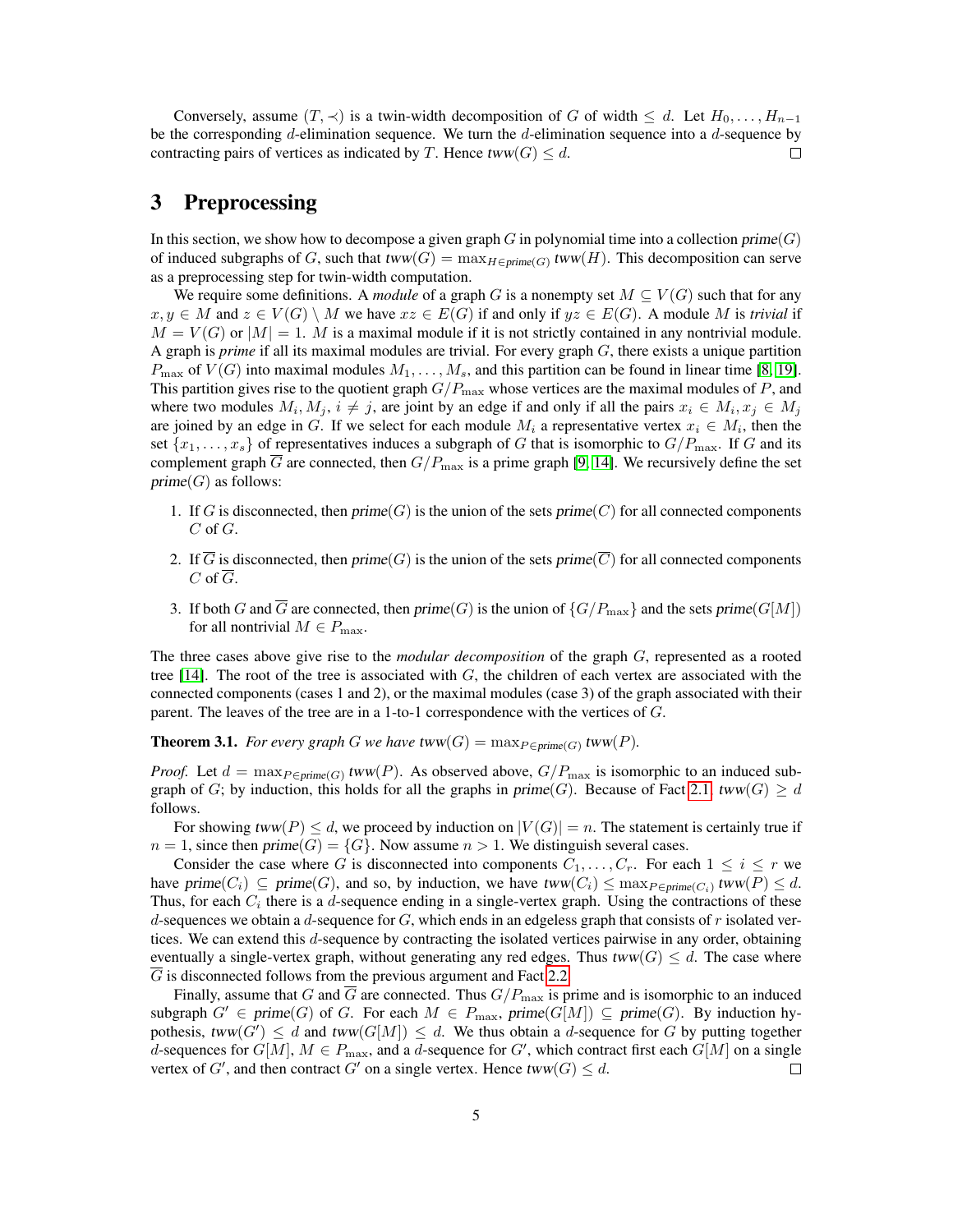Conversely, assume $(T, \prec)$ is a twin-width decomposition of $G$ of width $\leq d$. Let $H_0, \ldots, H_{n-1}$ be the corresponding $d$-elimination sequence. We turn the $d$-elimination sequence into a $d$-sequence by contracting pairs of vertices as indicated by $T$. Hence $tww(G) \leq d$. □

# 3 Preprocessing

In this section, we show how to decompose a given graph $G$ in polynomial time into a collection $prime(G)$ of induced subgraphs of $G$, such that $tww(G) = \max_{H \in prime(G)} tww(H)$. This decomposition can serve as a preprocessing step for twin-width computation.

We require some definitions. A *module* of a graph $G$ is a nonempty set $M \subseteq V(G)$ such that for any $x, y \in M$ and $z \in V(G) \setminus M$ we have $xz \in E(G)$ if and only if $yz \in E(G)$. A module $M$ is *trivial* if $M = V(G)$ or $|M| = 1$. $M$ is a maximal module if it is not strictly contained in any nontrivial module. A graph is *prime* if all its maximal modules are trivial. For every graph $G$, there exists a unique partition $P_{\max}$ of $V(G)$ into maximal modules $M_1, \ldots, M_s$, and this partition can be found in linear time [8, 19]. This partition gives rise to the quotient graph $G/P_{\max}$ whose vertices are the maximal modules of $P$, and where two modules $M_i, M_j$, $i \neq j$, are joint by an edge if and only if all the pairs $x_i \in M_i, x_j \in M_j$ are joined by an edge in $G$. If we select for each module $M_i$ a representative vertex $x_i \in M_i$, then the set $\{x_1, \ldots, x_s\}$ of representatives induces a subgraph of $G$ that is isomorphic to $G/P_{\max}$. If $G$ and its complement graph $\overline{G}$ are connected, then $G/P_{\max}$ is a prime graph [9, 14]. We recursively define the set $prime(G)$ as follows:

1. If $G$ is disconnected, then $prime(G)$ is the union of the sets $prime(C)$ for all connected components $C$ of $G$.
2. If $\overline{G}$ is disconnected, then $prime(G)$ is the union of the sets $prime(\overline{C})$ for all connected components $C$ of $\overline{G}$.
3. If both $G$ and $\overline{G}$ are connected, then $prime(G)$ is the union of $\{G/P_{\max}\}$ and the sets $prime(G[M])$ for all nontrivial $M \in P_{\max}$.

The three cases above give rise to the *modular decomposition* of the graph $G$, represented as a rooted tree [14]. The root of the tree is associated with $G$, the children of each vertex are associated with the connected components (cases 1 and 2), or the maximal modules (case 3) of the graph associated with their parent. The leaves of the tree are in a 1-to-1 correspondence with the vertices of $G$.

**Theorem 3.1.** *For every graph $G$ we have $tww(G) = \max_{P \in prime(G)} tww(P)$.*

*Proof.* Let $d = \max_{P \in prime(G)} tww(P)$. As observed above, $G/P_{\max}$ is isomorphic to an induced subgraph of $G$; by induction, this holds for all the graphs in $prime(G)$. Because of Fact 2.1, $tww(G) \geq d$ follows.

For showing $tww(P) \leq d$, we proceed by induction on $|V(G)| = n$. The statement is certainly true if $n = 1$, since then $prime(G) = \{G\}$. Now assume $n > 1$. We distinguish several cases.

Consider the case where $G$ is disconnected into components $C_1, \ldots, C_r$. For each $1 \leq i \leq r$ we have $prime(C_i) \subseteq prime(G)$, and so, by induction, we have $tww(C_i) \leq \max_{P \in prime(C_i)} tww(P) \leq d$. Thus, for each $C_i$ there is a $d$-sequence ending in a single-vertex graph. Using the contractions of these $d$-sequences we obtain a $d$-sequence for $G$, which ends in an edgeless graph that consists of $r$ isolated vertices. We can extend this $d$-sequence by contracting the isolated vertices pairwise in any order, obtaining eventually a single-vertex graph, without generating any red edges. Thus $tww(G) \leq d$. The case where $\overline{G}$ is disconnected follows from the previous argument and Fact 2.2.

Finally, assume that $G$ and $\overline{G}$ are connected. Thus $G/P_{\max}$ is prime and is isomorphic to an induced subgraph $G' \in prime(G)$ of $G$. For each $M \in P_{\max}$, $prime(G[M]) \subseteq prime(G)$. By induction hypothesis, $tww(G') \leq d$ and $tww(G[M]) \leq d$. We thus obtain a $d$-sequence for $G$ by putting together $d$-sequences for $G[M]$, $M \in P_{\max}$, and a $d$-sequence for $G'$, which contract first each $G[M]$ on a single vertex of $G'$, and then contract $G'$ on a single vertex. Hence $tww(G) \leq d$. □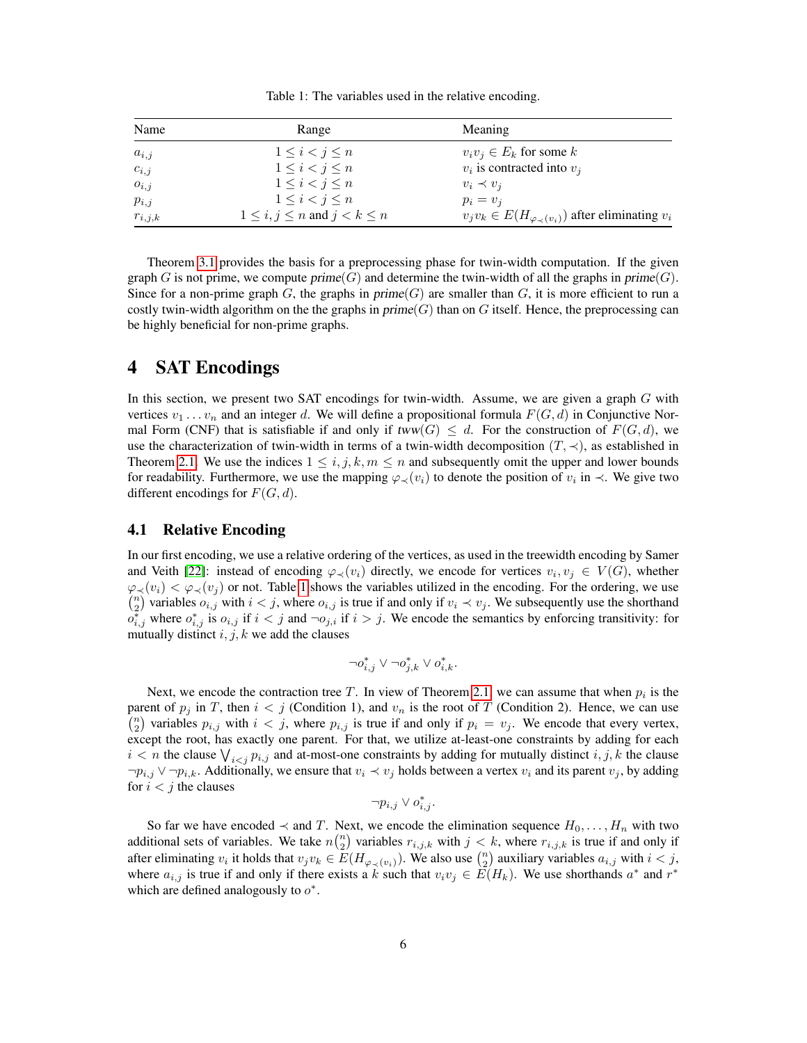Table 1: The variables used in the relative encoding.

| Name | Range | Meaning |
|---|---|---|
| $a_{i,j}$ | $1 \leq i < j \leq n$ | $v_i v_j \in E_k$ for some $k$ |
| $c_{i,j}$ | $1 \leq i < j \leq n$ | $v_i$ is contracted into $v_j$ |
| $o_{i,j}$ | $1 \leq i < j \leq n$ | $v_i \prec v_j$ |
| $p_{i,j}$ | $1 \leq i < j \leq n$ | $p_i = v_j$ |
| $r_{i,j,k}$ | $1 \leq i, j \leq n$ and $j < k \leq n$ | $v_j v_k \in E(H_{\varphi_\prec(v_i)})$ after eliminating $v_i$ |

Theorem 3.1 provides the basis for a preprocessing phase for twin-width computation. If the given graph $G$ is not prime, we compute $\mathit{prime}(G)$ and determine the twin-width of all the graphs in $\mathit{prime}(G)$. Since for a non-prime graph $G$, the graphs in $\mathit{prime}(G)$ are smaller than $G$, it is more efficient to run a costly twin-width algorithm on the the graphs in $\mathit{prime}(G)$ than on $G$ itself. Hence, the preprocessing can be highly beneficial for non-prime graphs.

# 4 SAT Encodings

In this section, we present two SAT encodings for twin-width. Assume, we are given a graph $G$ with vertices $v_1 \dots v_n$ and an integer $d$. We will define a propositional formula $F(G, d)$ in Conjunctive Normal Form (CNF) that is satisfiable if and only if $\mathit{tww}(G) \leq d$. For the construction of $F(G, d)$, we use the characterization of twin-width in terms of a twin-width decomposition $(T, \prec)$, as established in Theorem 2.1. We use the indices $1 \leq i, j, k, m \leq n$ and subsequently omit the upper and lower bounds for readability. Furthermore, we use the mapping $\varphi_\prec(v_i)$ to denote the position of $v_i$ in $\prec$. We give two different encodings for $F(G, d)$.

## 4.1 Relative Encoding

In our first encoding, we use a relative ordering of the vertices, as used in the treewidth encoding by Samer and Veith [22]: instead of encoding $\varphi_\prec(v_i)$ directly, we encode for vertices $v_i, v_j \in V(G)$, whether $\varphi_\prec(v_i) < \varphi_\prec(v_j)$ or not. Table 1 shows the variables utilized in the encoding. For the ordering, we use $\binom{n}{2}$ variables $o_{i,j}$ with $i < j$, where $o_{i,j}$ is true if and only if $v_i \prec v_j$. We subsequently use the shorthand $o^*_{i,j}$ where $o^*_{i,j}$ is $o_{i,j}$ if $i < j$ and $\neg o_{j,i}$ if $i > j$. We encode the semantics by enforcing transitivity: for mutually distinct $i, j, k$ we add the clauses

$$\neg o^*_{i,j} \vee \neg o^*_{j,k} \vee o^*_{i,k}.$$

Next, we encode the contraction tree $T$. In view of Theorem 2.1, we can assume that when $p_i$ is the parent of $p_j$ in $T$, then $i < j$ (Condition 1), and $v_n$ is the root of $T$ (Condition 2). Hence, we can use $\binom{n}{2}$ variables $p_{i,j}$ with $i < j$, where $p_{i,j}$ is true if and only if $p_i = v_j$. We encode that every vertex, except the root, has exactly one parent. For that, we utilize at-least-one constraints by adding for each $i < n$ the clause $\bigvee_{i<j} p_{i,j}$ and at-most-one constraints by adding for mutually distinct $i, j, k$ the clause $\neg p_{i,j} \vee \neg p_{i,k}$. Additionally, we ensure that $v_i \prec v_j$ holds between a vertex $v_i$ and its parent $v_j$, by adding for $i < j$ the clauses

$$\neg p_{i,j} \vee o^*_{i,j}.$$

So far we have encoded $\prec$ and $T$. Next, we encode the elimination sequence $H_0, \dots, H_n$ with two additional sets of variables. We take $n\binom{n}{2}$ variables $r_{i,j,k}$ with $j < k$, where $r_{i,j,k}$ is true if and only if after eliminating $v_i$ it holds that $v_j v_k \in E(H_{\varphi_\prec(v_i)})$. We also use $\binom{n}{2}$ auxiliary variables $a_{i,j}$ with $i < j$, where $a_{i,j}$ is true if and only if there exists a $k$ such that $v_i v_j \in E(H_k)$. We use shorthands $a^*$ and $r^*$ which are defined analogously to $o^*$.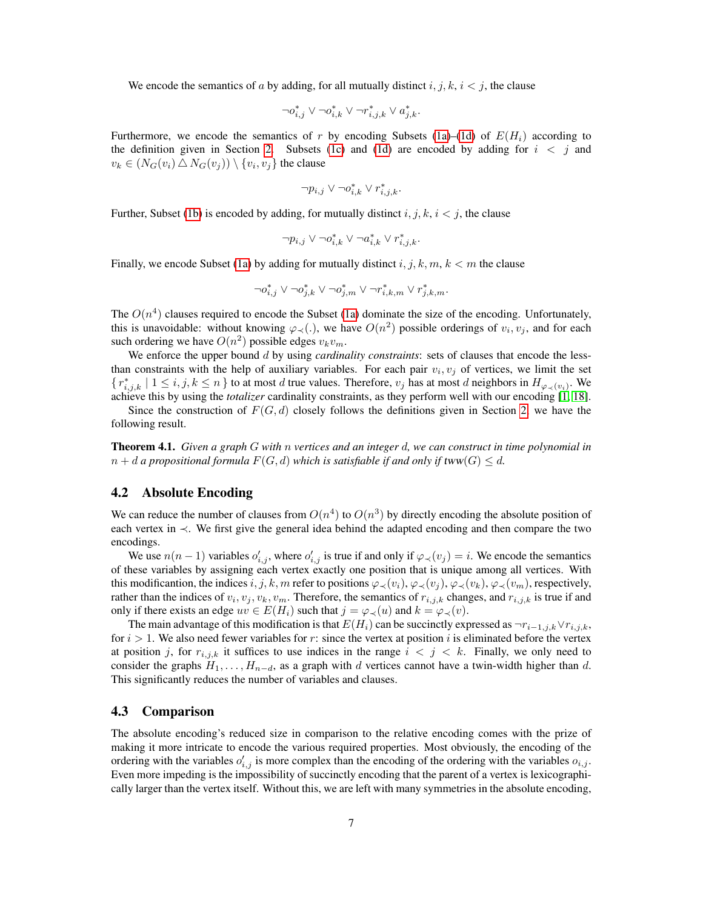We encode the semantics of $a$ by adding, for all mutually distinct $i, j, k$, $i < j$, the clause

$$\neg o^*_{i,j} \vee \neg o^*_{i,k} \vee \neg r^*_{i,j,k} \vee a^*_{j,k}.$$

Furthermore, we encode the semantics of $r$ by encoding Subsets (1a)–(1d) of $E(H_i)$ according to the definition given in Section 2. Subsets (1c) and (1d) are encoded by adding for $i < j$ and $v_k \in (N_G(v_i) \triangle N_G(v_j)) \setminus \{v_i, v_j\}$ the clause

$$\neg p_{i,j} \vee \neg o^*_{i,k} \vee r^*_{i,j,k}.$$

Further, Subset (1b) is encoded by adding, for mutually distinct $i, j, k$, $i < j$, the clause

$$\neg p_{i,j} \vee \neg o^*_{i,k} \vee \neg a^*_{i,k} \vee r^*_{i,j,k}.$$

Finally, we encode Subset (1a) by adding for mutually distinct $i, j, k, m$, $k < m$ the clause

$$\neg o^*_{i,j} \vee \neg o^*_{j,k} \vee \neg o^*_{j,m} \vee \neg r^*_{i,k,m} \vee r^*_{j,k,m}.$$

The $O(n^4)$ clauses required to encode the Subset (1a) dominate the size of the encoding. Unfortunately, this is unavoidable: without knowing $\varphi_\prec(.)$, we have $O(n^2)$ possible orderings of $v_i, v_j$, and for each such ordering we have $O(n^2)$ possible edges $v_k v_m$.

We enforce the upper bound $d$ by using *cardinality constraints*: sets of clauses that encode the less-than constraints with the help of auxiliary variables. For each pair $v_i, v_j$ of vertices, we limit the set $\{ r^*_{i,j,k} \mid 1 \leq i, j, k \leq n \}$ to at most $d$ true values. Therefore, $v_j$ has at most $d$ neighbors in $H_{\varphi_\prec(v_i)}$. We achieve this by using the *totalizer* cardinality constraints, as they perform well with our encoding [1, 18].

Since the construction of $F(G, d)$ closely follows the definitions given in Section 2, we have the following result.

**Theorem 4.1.** *Given a graph $G$ with $n$ vertices and an integer $d$, we can construct in time polynomial in $n + d$ a propositional formula $F(G, d)$ which is satisfiable if and only if tww$(G) \leq d$.*

## 4.2 Absolute Encoding

We can reduce the number of clauses from $O(n^4)$ to $O(n^3)$ by directly encoding the absolute position of each vertex in $\prec$. We first give the general idea behind the adapted encoding and then compare the two encodings.

We use $n(n-1)$ variables $o'_{i,j}$, where $o'_{i,j}$ is true if and only if $\varphi_\prec(v_j) = i$. We encode the semantics of these variables by assigning each vertex exactly one position that is unique among all vertices. With this modification, the indices $i, j, k, m$ refer to positions $\varphi_\prec(v_i), \varphi_\prec(v_j), \varphi_\prec(v_k), \varphi_\prec(v_m)$, respectively, rather than the indices of $v_i, v_j, v_k, v_m$. Therefore, the semantics of $r_{i,j,k}$ changes, and $r_{i,j,k}$ is true if and only if there exists an edge $uv \in E(H_i)$ such that $j = \varphi_\prec(u)$ and $k = \varphi_\prec(v)$.

The main advantage of this modification is that $E(H_i)$ can be succinctly expressed as $\neg r_{i-1,j,k} \vee r_{i,j,k}$, for $i > 1$. We also need fewer variables for $r$: since the vertex at position $i$ is eliminated before the vertex at position $j$, for $r_{i,j,k}$ it suffices to use indices in the range $i < j < k$. Finally, we only need to consider the graphs $H_1, \ldots, H_{n-d}$, as a graph with $d$ vertices cannot have a twin-width higher than $d$. This significantly reduces the number of variables and clauses.

## 4.3 Comparison

The absolute encoding's reduced size in comparison to the relative encoding comes with the prize of making it more intricate to encode the various required properties. Most obviously, the encoding of the ordering with the variables $o'_{i,j}$ is more complex than the encoding of the ordering with the variables $o_{i,j}$. Even more impeding is the impossibility of succinctly encoding that the parent of a vertex is lexicographically larger than the vertex itself. Without this, we are left with many symmetries in the absolute encoding,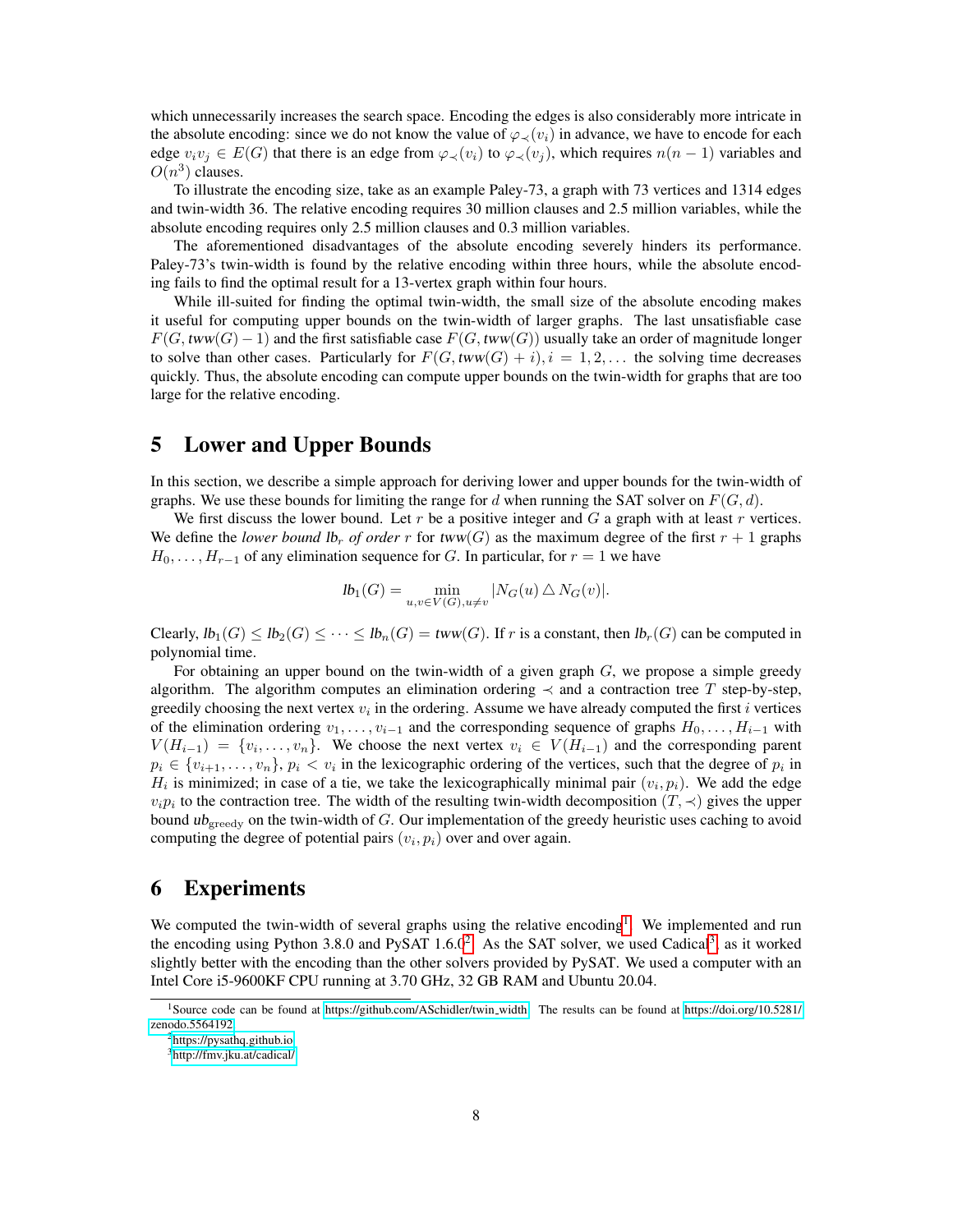which unnecessarily increases the search space. Encoding the edges is also considerably more intricate in the absolute encoding: since we do not know the value of $\varphi_{\prec}(v_i)$ in advance, we have to encode for each edge $v_iv_j \in E(G)$ that there is an edge from $\varphi_{\prec}(v_i)$ to $\varphi_{\prec}(v_j)$, which requires $n(n-1)$ variables and $O(n^3)$ clauses.

To illustrate the encoding size, take as an example Paley-73, a graph with 73 vertices and 1314 edges and twin-width 36. The relative encoding requires 30 million clauses and 2.5 million variables, while the absolute encoding requires only 2.5 million clauses and 0.3 million variables.

The aforementioned disadvantages of the absolute encoding severely hinders its performance. Paley-73's twin-width is found by the relative encoding within three hours, while the absolute encoding fails to find the optimal result for a 13-vertex graph within four hours.

While ill-suited for finding the optimal twin-width, the small size of the absolute encoding makes it useful for computing upper bounds on the twin-width of larger graphs. The last unsatisfiable case $F(G, \mathit{tww}(G)-1)$ and the first satisfiable case $F(G, \mathit{tww}(G))$ usually take an order of magnitude longer to solve than other cases. Particularly for $F(G, \mathit{tww}(G)+i), i = 1, 2, \ldots$ the solving time decreases quickly. Thus, the absolute encoding can compute upper bounds on the twin-width for graphs that are too large for the relative encoding.

# 5 Lower and Upper Bounds

In this section, we describe a simple approach for deriving lower and upper bounds for the twin-width of graphs. We use these bounds for limiting the range for $d$ when running the SAT solver on $F(G, d)$.

We first discuss the lower bound. Let $r$ be a positive integer and $G$ a graph with at least $r$ vertices. We define the *lower bound* $\mathit{lb}_r$ *of order* $r$ for $\mathit{tww}(G)$ as the maximum degree of the first $r+1$ graphs $H_0, \ldots, H_{r-1}$ of any elimination sequence for $G$. In particular, for $r = 1$ we have

$$\mathit{lb}_1(G) = \min_{u,v \in V(G), u \neq v} |N_G(u) \triangle N_G(v)|.$$

Clearly, $\mathit{lb}_1(G) \leq \mathit{lb}_2(G) \leq \cdots \leq \mathit{lb}_n(G) = \mathit{tww}(G)$. If $r$ is a constant, then $\mathit{lb}_r(G)$ can be computed in polynomial time.

For obtaining an upper bound on the twin-width of a given graph $G$, we propose a simple greedy algorithm. The algorithm computes an elimination ordering $\prec$ and a contraction tree $T$ step-by-step, greedily choosing the next vertex $v_i$ in the ordering. Assume we have already computed the first $i$ vertices of the elimination ordering $v_1, \ldots, v_{i-1}$ and the corresponding sequence of graphs $H_0, \ldots, H_{i-1}$ with $V(H_{i-1}) = \{v_i, \ldots, v_n\}$. We choose the next vertex $v_i \in V(H_{i-1})$ and the corresponding parent $p_i \in \{v_{i+1}, \ldots, v_n\}$, $p_i < v_i$ in the lexicographic ordering of the vertices, such that the degree of $p_i$ in $H_i$ is minimized; in case of a tie, we take the lexicographically minimal pair $(v_i, p_i)$. We add the edge $v_ip_i$ to the contraction tree. The width of the resulting twin-width decomposition $(T, \prec)$ gives the upper bound $\mathit{ub}_{\text{greedy}}$ on the twin-width of $G$. Our implementation of the greedy heuristic uses caching to avoid computing the degree of potential pairs $(v_i, p_i)$ over and over again.

# 6 Experiments

We computed the twin-width of several graphs using the relative encoding[1]. We implemented and run the encoding using Python 3.8.0 and PySAT 1.6.0[2]. As the SAT solver, we used Cadical[3], as it worked slightly better with the encoding than the other solvers provided by PySAT. We used a computer with an Intel Core i5-9600KF CPU running at 3.70 GHz, 32 GB RAM and Ubuntu 20.04.

[1] Source code can be found at https://github.com/ASchidler/twin_width. The results can be found at https://doi.org/10.5281/zenodo.5564192.

[2] https://pysathq.github.io

[3] http://fmv.jku.at/cadical/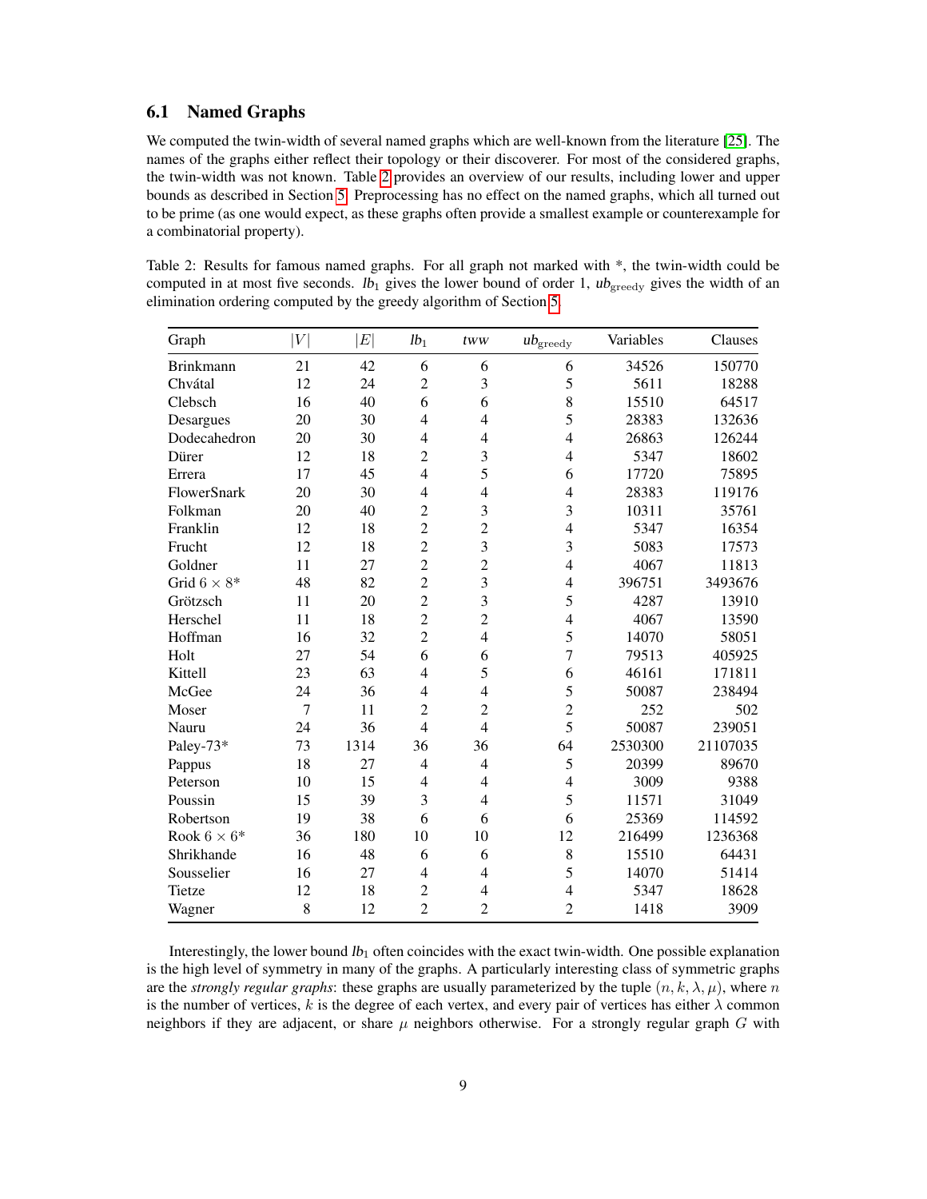### 6.1 Named Graphs

We computed the twin-width of several named graphs which are well-known from the literature [25]. The names of the graphs either reflect their topology or their discoverer. For most of the considered graphs, the twin-width was not known. Table 2 provides an overview of our results, including lower and upper bounds as described in Section 5. Preprocessing has no effect on the named graphs, which all turned out to be prime (as one would expect, as these graphs often provide a smallest example or counterexample for a combinatorial property).

Table 2: Results for famous named graphs. For all graph not marked with *, the twin-width could be computed in at most five seconds. $lb_1$ gives the lower bound of order 1, $ub_{\text{greedy}}$ gives the width of an elimination ordering computed by the greedy algorithm of Section 5.

| Graph | $\|V\|$ | $\|E\|$ | $lb_1$ | $tww$ | $ub_{\text{greedy}}$ | Variables | Clauses |
|---|---|---|---|---|---|---|---|
| Brinkmann | 21 | 42 | 6 | 6 | 6 | 34526 | 150770 |
| Chvátal | 12 | 24 | 2 | 3 | 5 | 5611 | 18288 |
| Clebsch | 16 | 40 | 6 | 6 | 8 | 15510 | 64517 |
| Desargues | 20 | 30 | 4 | 4 | 5 | 28383 | 132636 |
| Dodecahedron | 20 | 30 | 4 | 4 | 4 | 26863 | 126244 |
| Dürer | 12 | 18 | 2 | 3 | 4 | 5347 | 18602 |
| Errera | 17 | 45 | 4 | 5 | 6 | 17720 | 75895 |
| FlowerSnark | 20 | 30 | 4 | 4 | 4 | 28383 | 119176 |
| Folkman | 20 | 40 | 2 | 3 | 3 | 10311 | 35761 |
| Franklin | 12 | 18 | 2 | 2 | 4 | 5347 | 16354 |
| Frucht | 12 | 18 | 2 | 3 | 3 | 5083 | 17573 |
| Goldner | 11 | 27 | 2 | 2 | 4 | 4067 | 11813 |
| Grid $6 \times 8$* | 48 | 82 | 2 | 3 | 4 | 396751 | 3493676 |
| Grötzsch | 11 | 20 | 2 | 3 | 5 | 4287 | 13910 |
| Herschel | 11 | 18 | 2 | 2 | 4 | 4067 | 13590 |
| Hoffman | 16 | 32 | 2 | 4 | 5 | 14070 | 58051 |
| Holt | 27 | 54 | 6 | 6 | 7 | 79513 | 405925 |
| Kittell | 23 | 63 | 4 | 5 | 6 | 46161 | 171811 |
| McGee | 24 | 36 | 4 | 4 | 5 | 50087 | 238494 |
| Moser | 7 | 11 | 2 | 2 | 2 | 252 | 502 |
| Nauru | 24 | 36 | 4 | 4 | 5 | 50087 | 239051 |
| Paley-73* | 73 | 1314 | 36 | 36 | 64 | 2530300 | 21107035 |
| Pappus | 18 | 27 | 4 | 4 | 5 | 20399 | 89670 |
| Peterson | 10 | 15 | 4 | 4 | 4 | 3009 | 9388 |
| Poussin | 15 | 39 | 3 | 4 | 5 | 11571 | 31049 |
| Robertson | 19 | 38 | 6 | 6 | 6 | 25369 | 114592 |
| Rook $6 \times 6$* | 36 | 180 | 10 | 10 | 12 | 216499 | 1236368 |
| Shrikhande | 16 | 48 | 6 | 6 | 8 | 15510 | 64431 |
| Sousselier | 16 | 27 | 4 | 4 | 5 | 14070 | 51414 |
| Tietze | 12 | 18 | 2 | 4 | 4 | 5347 | 18628 |
| Wagner | 8 | 12 | 2 | 2 | 2 | 1418 | 3909 |

Interestingly, the lower bound $lb_1$ often coincides with the exact twin-width. One possible explanation is the high level of symmetry in many of the graphs. A particularly interesting class of symmetric graphs are the *strongly regular graphs*: these graphs are usually parameterized by the tuple $(n, k, \lambda, \mu)$, where $n$ is the number of vertices, $k$ is the degree of each vertex, and every pair of vertices has either $\lambda$ common neighbors if they are adjacent, or share $\mu$ neighbors otherwise. For a strongly regular graph $G$ with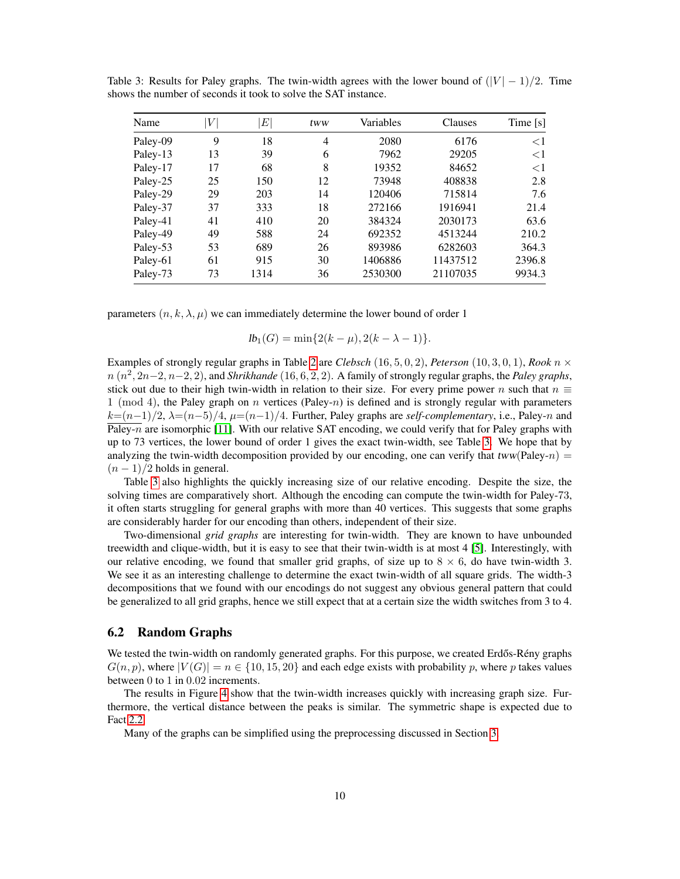Table 3: Results for Paley graphs. The twin-width agrees with the lower bound of $(|V| - 1)/2$. Time shows the number of seconds it took to solve the SAT instance.

| Name | $\lvert V\rvert$ | $\lvert E\rvert$ | *tww* | Variables | Clauses | Time [s] |
|---|---|---|---|---|---|---|
| Paley-09 | 9 | 18 | 4 | 2080 | 6176 | <1 |
| Paley-13 | 13 | 39 | 6 | 7962 | 29205 | <1 |
| Paley-17 | 17 | 68 | 8 | 19352 | 84652 | <1 |
| Paley-25 | 25 | 150 | 12 | 73948 | 408838 | 2.8 |
| Paley-29 | 29 | 203 | 14 | 120406 | 715814 | 7.6 |
| Paley-37 | 37 | 333 | 18 | 272166 | 1916941 | 21.4 |
| Paley-41 | 41 | 410 | 20 | 384324 | 2030173 | 63.6 |
| Paley-49 | 49 | 588 | 24 | 692352 | 4513244 | 210.2 |
| Paley-53 | 53 | 689 | 26 | 893986 | 6282603 | 364.3 |
| Paley-61 | 61 | 915 | 30 | 1406886 | 11437512 | 2396.8 |
| Paley-73 | 73 | 1314 | 36 | 2530300 | 21107035 | 9934.3 |

parameters $(n, k, \lambda, \mu)$ we can immediately determine the lower bound of order 1

$$lb_1(G) = \min\{2(k - \mu), 2(k - \lambda - 1)\}.$$

Examples of strongly regular graphs in Table 2 are *Clebsch* $(16, 5, 0, 2)$, *Peterson* $(10, 3, 0, 1)$, *Rook* $n \times n$ $(n^2, 2n{-}2, n{-}2, 2)$, and *Shrikhande* $(16, 6, 2, 2)$. A family of strongly regular graphs, the *Paley graphs*, stick out due to their high twin-width in relation to their size. For every prime power $n$ such that $n \equiv 1 \pmod 4$, the Paley graph on $n$ vertices (Paley-$n$) is defined and is strongly regular with parameters $k{=}(n{-}1)/2$, $\lambda{=}(n{-}5)/4$, $\mu{=}(n{-}1)/4$. Further, Paley graphs are *self-complementary*, i.e., Paley-$n$ and $\overline{\text{Paley-}n}$ are isomorphic [11]. With our relative SAT encoding, we could verify that for Paley graphs with up to 73 vertices, the lower bound of order 1 gives the exact twin-width, see Table 3. We hope that by analyzing the twin-width decomposition provided by our encoding, one can verify that $tww(\text{Paley-}n) = (n - 1)/2$ holds in general.

Table 3 also highlights the quickly increasing size of our relative encoding. Despite the size, the solving times are comparatively short. Although the encoding can compute the twin-width for Paley-73, it often starts struggling for general graphs with more than 40 vertices. This suggests that some graphs are considerably harder for our encoding than others, independent of their size.

Two-dimensional *grid graphs* are interesting for twin-width. They are known to have unbounded treewidth and clique-width, but it is easy to see that their twin-width is at most 4 [5]. Interestingly, with our relative encoding, we found that smaller grid graphs, of size up to $8 \times 6$, do have twin-width 3. We see it as an interesting challenge to determine the exact twin-width of all square grids. The width-3 decompositions that we found with our encodings do not suggest any obvious general pattern that could be generalized to all grid graphs, hence we still expect that at a certain size the width switches from 3 to 4.

## 6.2 Random Graphs

We tested the twin-width on randomly generated graphs. For this purpose, we created Erdős-Rény graphs $G(n, p)$, where $|V(G)| = n \in \{10, 15, 20\}$ and each edge exists with probability $p$, where $p$ takes values between 0 to 1 in 0.02 increments.

The results in Figure 4 show that the twin-width increases quickly with increasing graph size. Furthermore, the vertical distance between the peaks is similar. The symmetric shape is expected due to Fact 2.2.

Many of the graphs can be simplified using the preprocessing discussed in Section 3.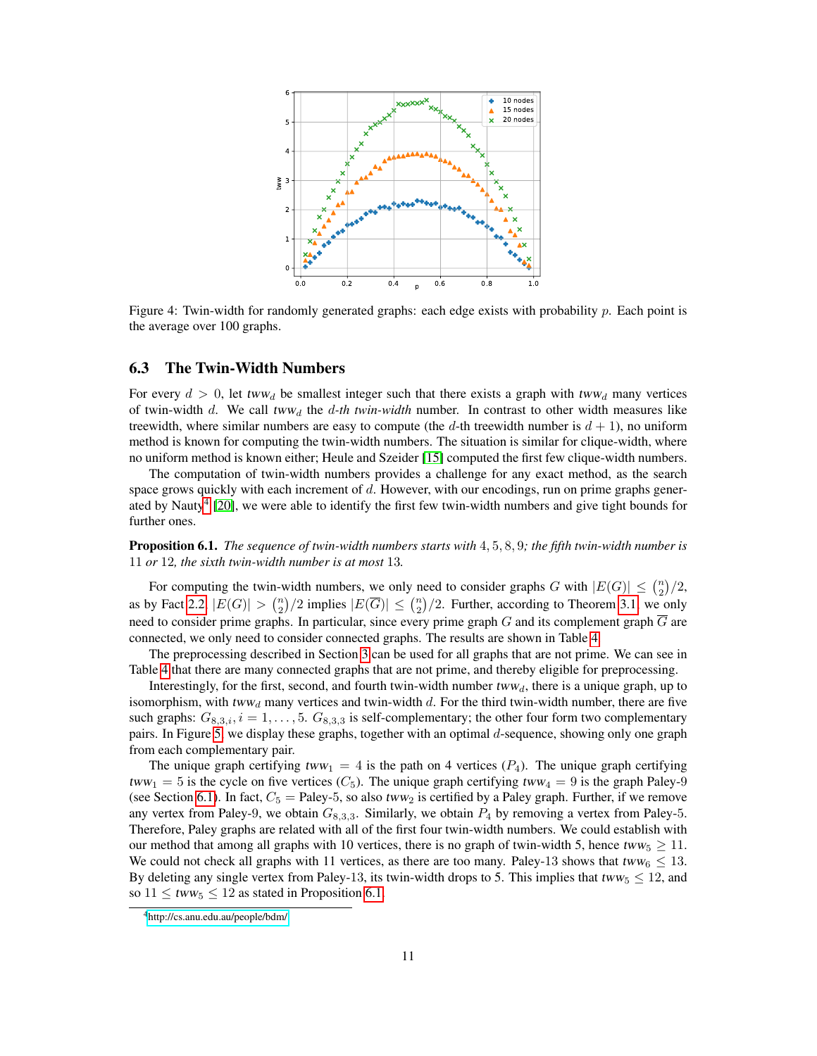Figure 4: Twin-width for randomly generated graphs: each edge exists with probability $p$. Each point is the average over 100 graphs.

### 6.3 The Twin-Width Numbers

For every $d > 0$, let $tww_d$ be smallest integer such that there exists a graph with $tww_d$ many vertices of twin-width $d$. We call $tww_d$ the *$d$-th twin-width* number. In contrast to other width measures like treewidth, where similar numbers are easy to compute (the $d$-th treewidth number is $d + 1$), no uniform method is known for computing the twin-width numbers. The situation is similar for clique-width, where no uniform method is known either; Heule and Szeider [15] computed the first few clique-width numbers.

The computation of twin-width numbers provides a challenge for any exact method, as the search space grows quickly with each increment of $d$. However, with our encodings, run on prime graphs generated by Nauty[4] [20], we were able to identify the first few twin-width numbers and give tight bounds for further ones.

**Proposition 6.1.** *The sequence of twin-width numbers starts with* 4, 5, 8, 9*; the fifth twin-width number is* 11 *or* 12*, the sixth twin-width number is at most* 13*.*

For computing the twin-width numbers, we only need to consider graphs $G$ with $|E(G)| \leq \binom{n}{2}/2$, as by Fact 2.2, $|E(G)| > \binom{n}{2}/2$ implies $|E(\overline{G})| \leq \binom{n}{2}/2$. Further, according to Theorem 3.1, we only need to consider prime graphs. In particular, since every prime graph $G$ and its complement graph $\overline{G}$ are connected, we only need to consider connected graphs. The results are shown in Table 4.

The preprocessing described in Section 3 can be used for all graphs that are not prime. We can see in Table 4 that there are many connected graphs that are not prime, and thereby eligible for preprocessing.

Interestingly, for the first, second, and fourth twin-width number $tww_d$, there is a unique graph, up to isomorphism, with $tww_d$ many vertices and twin-width $d$. For the third twin-width number, there are five such graphs: $G_{8,3,i}, i = 1, \ldots, 5$. $G_{8,3,3}$ is self-complementary; the other four form two complementary pairs. In Figure 5, we display these graphs, together with an optimal $d$-sequence, showing only one graph from each complementary pair.

The unique graph certifying $tww_1 = 4$ is the path on 4 vertices ($P_4$). The unique graph certifying $tww_1 = 5$ is the cycle on five vertices ($C_5$). The unique graph certifying $tww_4 = 9$ is the graph Paley-9 (see Section 6.1). In fact, $C_5$ = Paley-5, so also $tww_2$ is certified by a Paley graph. Further, if we remove any vertex from Paley-9, we obtain $G_{8,3,3}$. Similarly, we obtain $P_4$ by removing a vertex from Paley-5. Therefore, Paley graphs are related with all of the first four twin-width numbers. We could establish with our method that among all graphs with 10 vertices, there is no graph of twin-width 5, hence $tww_5 \geq 11$. We could not check all graphs with 11 vertices, as there are too many. Paley-13 shows that $tww_6 \leq 13$. By deleting any single vertex from Paley-13, its twin-width drops to 5. This implies that $tww_5 \leq 12$, and so $11 \leq tww_5 \leq 12$ as stated in Proposition 6.1.

[4] http://cs.anu.edu.au/people/bdm/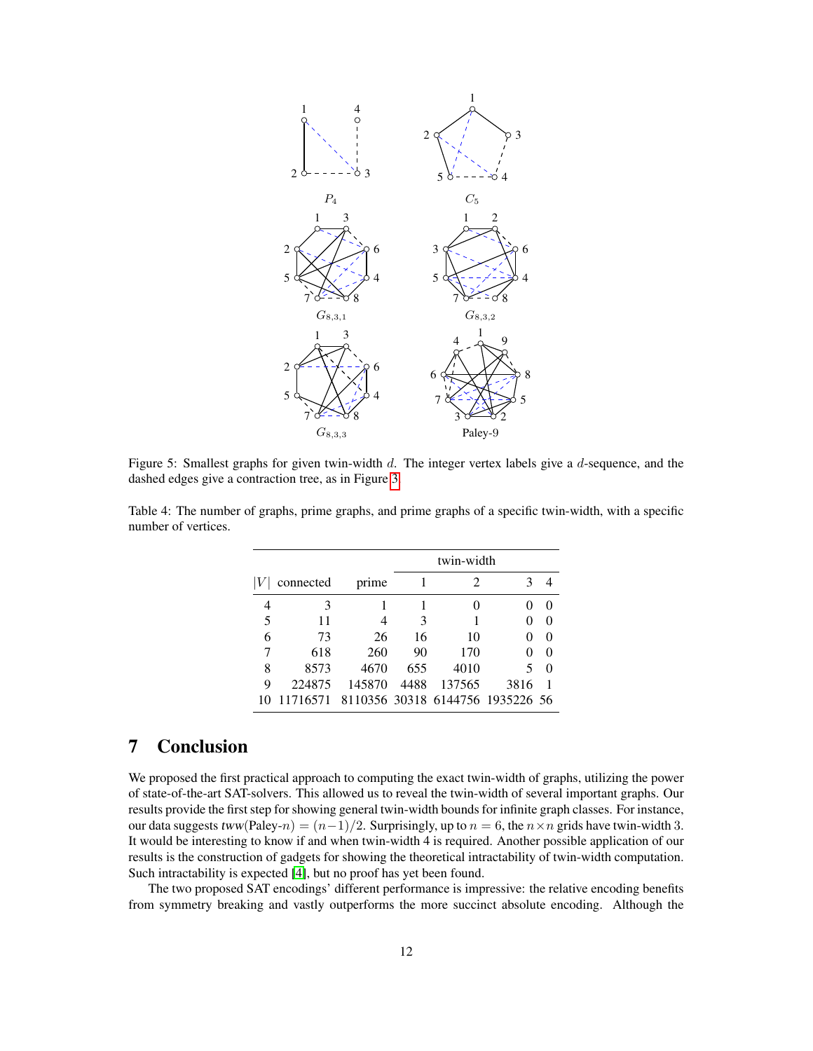Figure 5: Smallest graphs for given twin-width $d$. The integer vertex labels give a $d$-sequence, and the dashed edges give a contraction tree, as in Figure 3.

Table 4: The number of graphs, prime graphs, and prime graphs of a specific twin-width, with a specific number of vertices.

| $\|V\|$ | connected | prime | twin-width | | | |
|---|---|---|---|---|---|---|
| | | | 1 | 2 | 3 | 4 |
| 4 | 3 | 1 | 1 | 0 | 0 | 0 |
| 5 | 11 | 4 | 3 | 1 | 0 | 0 |
| 6 | 73 | 26 | 16 | 10 | 0 | 0 |
| 7 | 618 | 260 | 90 | 170 | 0 | 0 |
| 8 | 8573 | 4670 | 655 | 4010 | 5 | 0 |
| 9 | 224875 | 145870 | 4488 | 137565 | 3816 | 1 |
| 10 | 11716571 | 8110356 | 30318 | 6144756 | 1935226 | 56 |

# 7 Conclusion

We proposed the first practical approach to computing the exact twin-width of graphs, utilizing the power of state-of-the-art SAT-solvers. This allowed us to reveal the twin-width of several important graphs. Our results provide the first step for showing general twin-width bounds for infinite graph classes. For instance, our data suggests *tww*(Paley-$n$) $= (n-1)/2$. Surprisingly, up to $n = 6$, the $n \times n$ grids have twin-width 3. It would be interesting to know if and when twin-width 4 is required. Another possible application of our results is the construction of gadgets for showing the theoretical intractability of twin-width computation. Such intractability is expected [4], but no proof has yet been found.

The two proposed SAT encodings' different performance is impressive: the relative encoding benefits from symmetry breaking and vastly outperforms the more succinct absolute encoding. Although the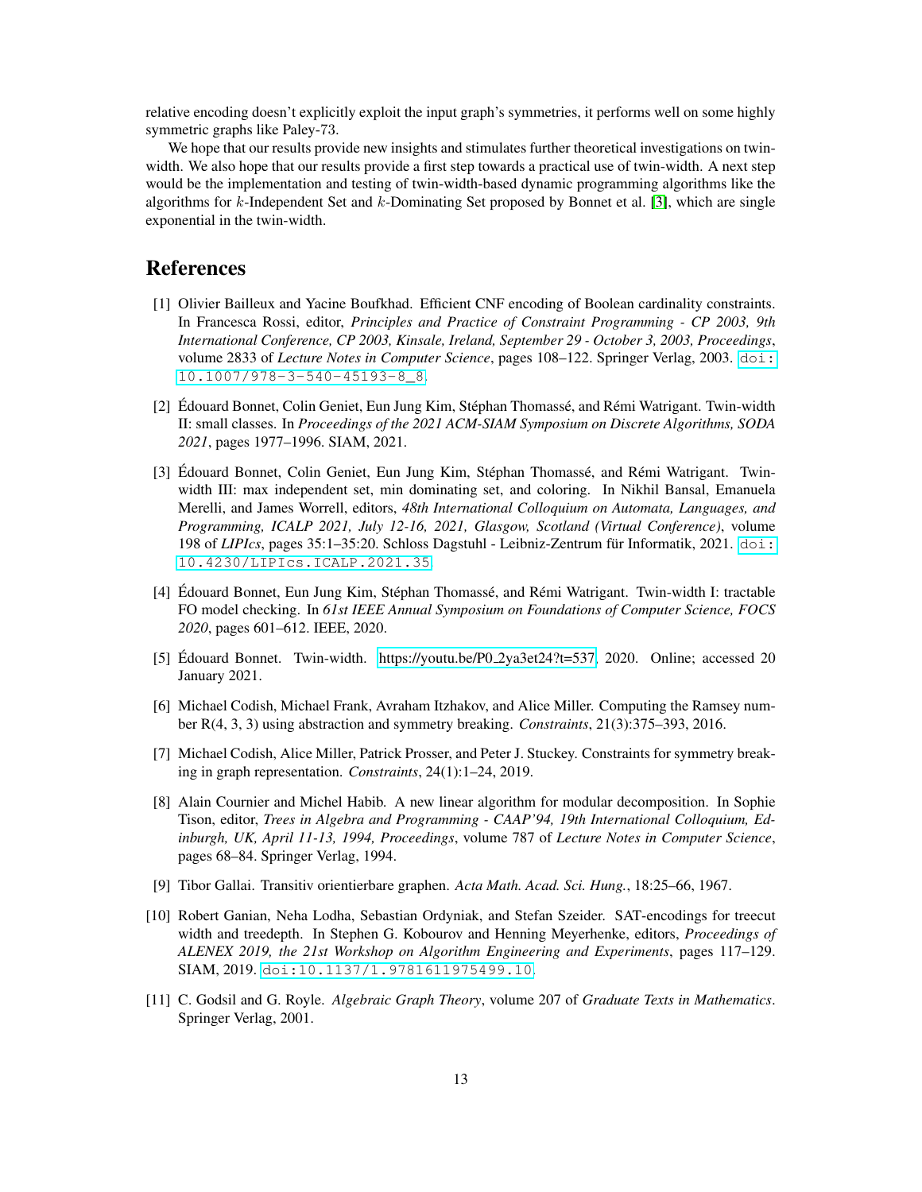relative encoding doesn't explicitly exploit the input graph's symmetries, it performs well on some highly symmetric graphs like Paley-73.

We hope that our results provide new insights and stimulates further theoretical investigations on twin-width. We also hope that our results provide a first step towards a practical use of twin-width. A next step would be the implementation and testing of twin-width-based dynamic programming algorithms like the algorithms for $k$-Independent Set and $k$-Dominating Set proposed by Bonnet et al. [3], which are single exponential in the twin-width.

# References

[1] Olivier Bailleux and Yacine Boufkhad. Efficient CNF encoding of Boolean cardinality constraints. In Francesca Rossi, editor, *Principles and Practice of Constraint Programming - CP 2003, 9th International Conference, CP 2003, Kinsale, Ireland, September 29 - October 3, 2003, Proceedings*, volume 2833 of *Lecture Notes in Computer Science*, pages 108–122. Springer Verlag, 2003. doi:10.1007/978-3-540-45193-8_8.

[2] Édouard Bonnet, Colin Geniet, Eun Jung Kim, Stéphan Thomassé, and Rémi Watrigant. Twin-width II: small classes. In *Proceedings of the 2021 ACM-SIAM Symposium on Discrete Algorithms, SODA 2021*, pages 1977–1996. SIAM, 2021.

[3] Édouard Bonnet, Colin Geniet, Eun Jung Kim, Stéphan Thomassé, and Rémi Watrigant. Twin-width III: max independent set, min dominating set, and coloring. In Nikhil Bansal, Emanuela Merelli, and James Worrell, editors, *48th International Colloquium on Automata, Languages, and Programming, ICALP 2021, July 12-16, 2021, Glasgow, Scotland (Virtual Conference)*, volume 198 of *LIPIcs*, pages 35:1–35:20. Schloss Dagstuhl - Leibniz-Zentrum für Informatik, 2021. doi:10.4230/LIPIcs.ICALP.2021.35.

[4] Édouard Bonnet, Eun Jung Kim, Stéphan Thomassé, and Rémi Watrigant. Twin-width I: tractable FO model checking. In *61st IEEE Annual Symposium on Foundations of Computer Science, FOCS 2020*, pages 601–612. IEEE, 2020.

[5] Édouard Bonnet. Twin-width. https://youtu.be/P0_2ya3et24?t=537, 2020. Online; accessed 20 January 2021.

[6] Michael Codish, Michael Frank, Avraham Itzhakov, and Alice Miller. Computing the Ramsey number R(4, 3, 3) using abstraction and symmetry breaking. *Constraints*, 21(3):375–393, 2016.

[7] Michael Codish, Alice Miller, Patrick Prosser, and Peter J. Stuckey. Constraints for symmetry breaking in graph representation. *Constraints*, 24(1):1–24, 2019.

[8] Alain Cournier and Michel Habib. A new linear algorithm for modular decomposition. In Sophie Tison, editor, *Trees in Algebra and Programming - CAAP'94, 19th International Colloquium, Edinburgh, UK, April 11-13, 1994, Proceedings*, volume 787 of *Lecture Notes in Computer Science*, pages 68–84. Springer Verlag, 1994.

[9] Tibor Gallai. Transitiv orientierbare graphen. *Acta Math. Acad. Sci. Hung.*, 18:25–66, 1967.

[10] Robert Ganian, Neha Lodha, Sebastian Ordyniak, and Stefan Szeider. SAT-encodings for treecut width and treedepth. In Stephen G. Kobourov and Henning Meyerhenke, editors, *Proceedings of ALENEX 2019, the 21st Workshop on Algorithm Engineering and Experiments*, pages 117–129. SIAM, 2019. doi:10.1137/1.9781611975499.10.

[11] C. Godsil and G. Royle. *Algebraic Graph Theory*, volume 207 of *Graduate Texts in Mathematics*. Springer Verlag, 2001.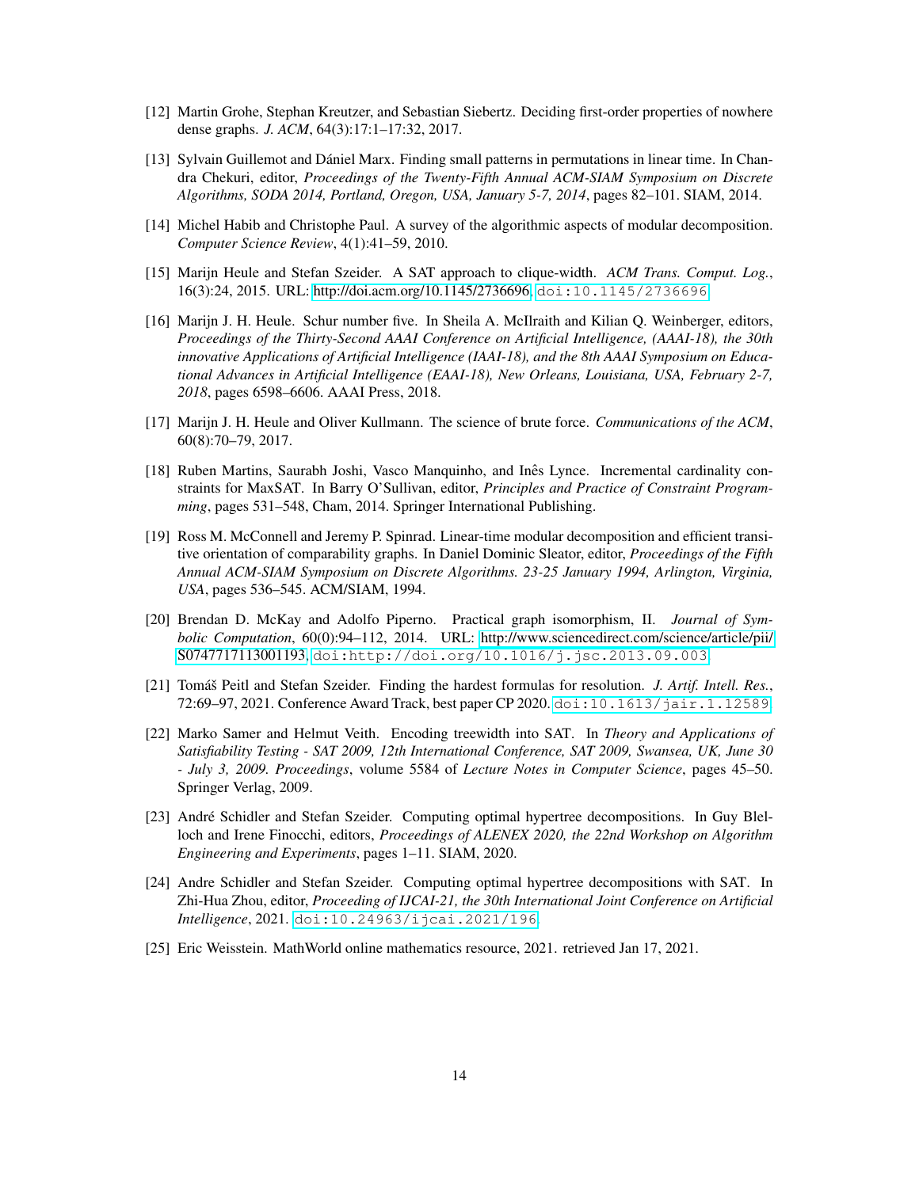[12] Martin Grohe, Stephan Kreutzer, and Sebastian Siebertz. Deciding first-order properties of nowhere dense graphs. *J. ACM*, 64(3):17:1–17:32, 2017.

[13] Sylvain Guillemot and Dániel Marx. Finding small patterns in permutations in linear time. In Chandra Chekuri, editor, *Proceedings of the Twenty-Fifth Annual ACM-SIAM Symposium on Discrete Algorithms, SODA 2014, Portland, Oregon, USA, January 5-7, 2014*, pages 82–101. SIAM, 2014.

[14] Michel Habib and Christophe Paul. A survey of the algorithmic aspects of modular decomposition. *Computer Science Review*, 4(1):41–59, 2010.

[15] Marijn Heule and Stefan Szeider. A SAT approach to clique-width. *ACM Trans. Comput. Log.*, 16(3):24, 2015. URL: http://doi.acm.org/10.1145/2736696, doi:10.1145/2736696.

[16] Marijn J. H. Heule. Schur number five. In Sheila A. McIlraith and Kilian Q. Weinberger, editors, *Proceedings of the Thirty-Second AAAI Conference on Artificial Intelligence, (AAAI-18), the 30th innovative Applications of Artificial Intelligence (IAAI-18), and the 8th AAAI Symposium on Educational Advances in Artificial Intelligence (EAAI-18), New Orleans, Louisiana, USA, February 2-7, 2018*, pages 6598–6606. AAAI Press, 2018.

[17] Marijn J. H. Heule and Oliver Kullmann. The science of brute force. *Communications of the ACM*, 60(8):70–79, 2017.

[18] Ruben Martins, Saurabh Joshi, Vasco Manquinho, and Inês Lynce. Incremental cardinality constraints for MaxSAT. In Barry O'Sullivan, editor, *Principles and Practice of Constraint Programming*, pages 531–548, Cham, 2014. Springer International Publishing.

[19] Ross M. McConnell and Jeremy P. Spinrad. Linear-time modular decomposition and efficient transitive orientation of comparability graphs. In Daniel Dominic Sleator, editor, *Proceedings of the Fifth Annual ACM-SIAM Symposium on Discrete Algorithms. 23-25 January 1994, Arlington, Virginia, USA*, pages 536–545. ACM/SIAM, 1994.

[20] Brendan D. McKay and Adolfo Piperno. Practical graph isomorphism, II. *Journal of Symbolic Computation*, 60(0):94–112, 2014. URL: http://www.sciencedirect.com/science/article/pii/S0747717113001193, doi:http://doi.org/10.1016/j.jsc.2013.09.003.

[21] Tomáš Peitl and Stefan Szeider. Finding the hardest formulas for resolution. *J. Artif. Intell. Res.*, 72:69–97, 2021. Conference Award Track, best paper CP 2020. doi:10.1613/jair.1.12589.

[22] Marko Samer and Helmut Veith. Encoding treewidth into SAT. In *Theory and Applications of Satisfiability Testing - SAT 2009, 12th International Conference, SAT 2009, Swansea, UK, June 30 - July 3, 2009. Proceedings*, volume 5584 of *Lecture Notes in Computer Science*, pages 45–50. Springer Verlag, 2009.

[23] André Schidler and Stefan Szeider. Computing optimal hypertree decompositions. In Guy Blelloch and Irene Finocchi, editors, *Proceedings of ALENEX 2020, the 22nd Workshop on Algorithm Engineering and Experiments*, pages 1–11. SIAM, 2020.

[24] Andre Schidler and Stefan Szeider. Computing optimal hypertree decompositions with SAT. In Zhi-Hua Zhou, editor, *Proceeding of IJCAI-21, the 30th International Joint Conference on Artificial Intelligence*, 2021. doi:10.24963/ijcai.2021/196.

[25] Eric Weisstein. MathWorld online mathematics resource, 2021. retrieved Jan 17, 2021.